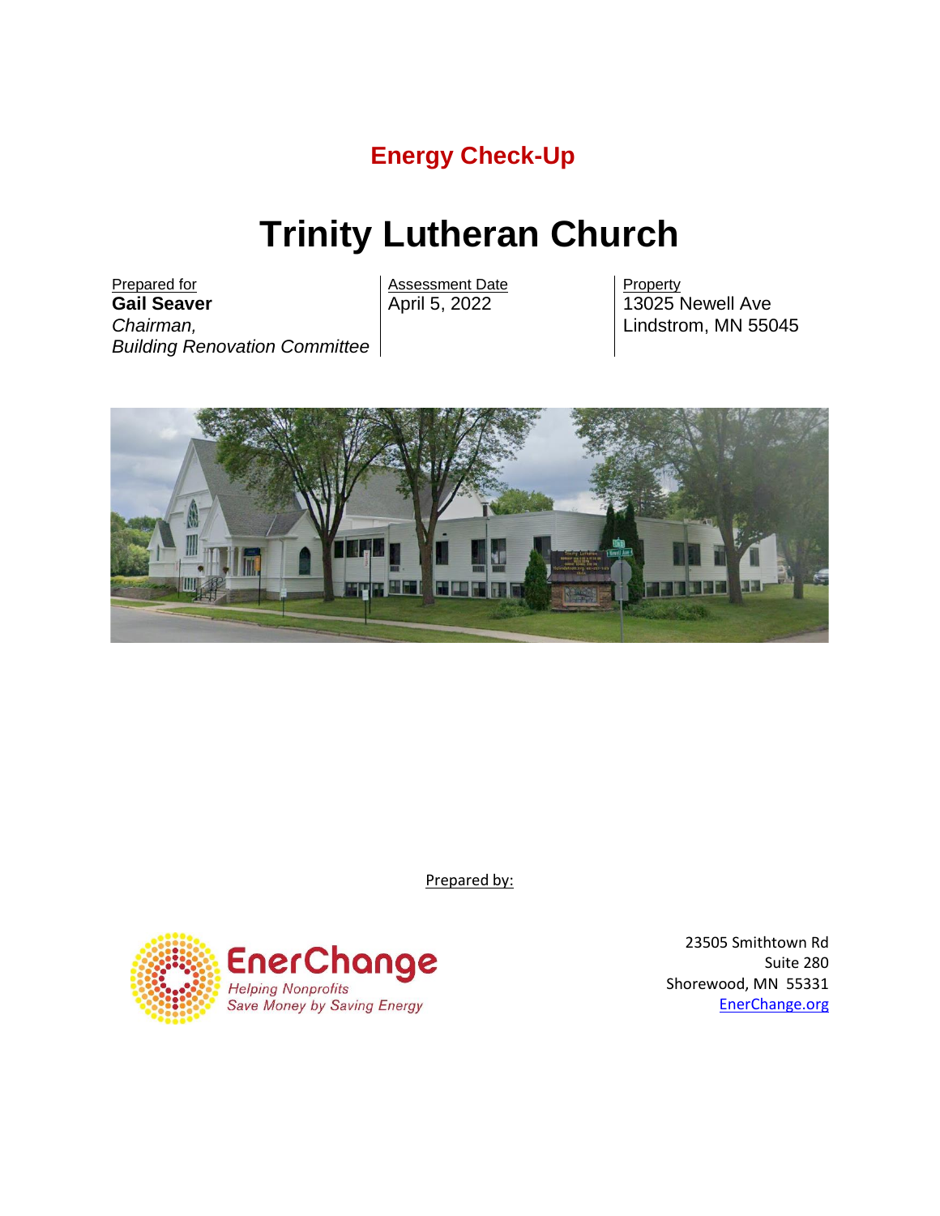## Energy Check-Up

# Trinity Lutheran Church

Prepared for
**Gail Seaver**
*Chairman,*
*Building Renovation Committee*

Assessment Date
April 5, 2022

Property
13025 Newell Ave
Lindstrom, MN 55045

Prepared by:

EnerChange
*Helping Nonprofits*
*Save Money by Saving Energy*

23505 Smithtown Rd
Suite 280
Shorewood, MN 55331
EnerChange.org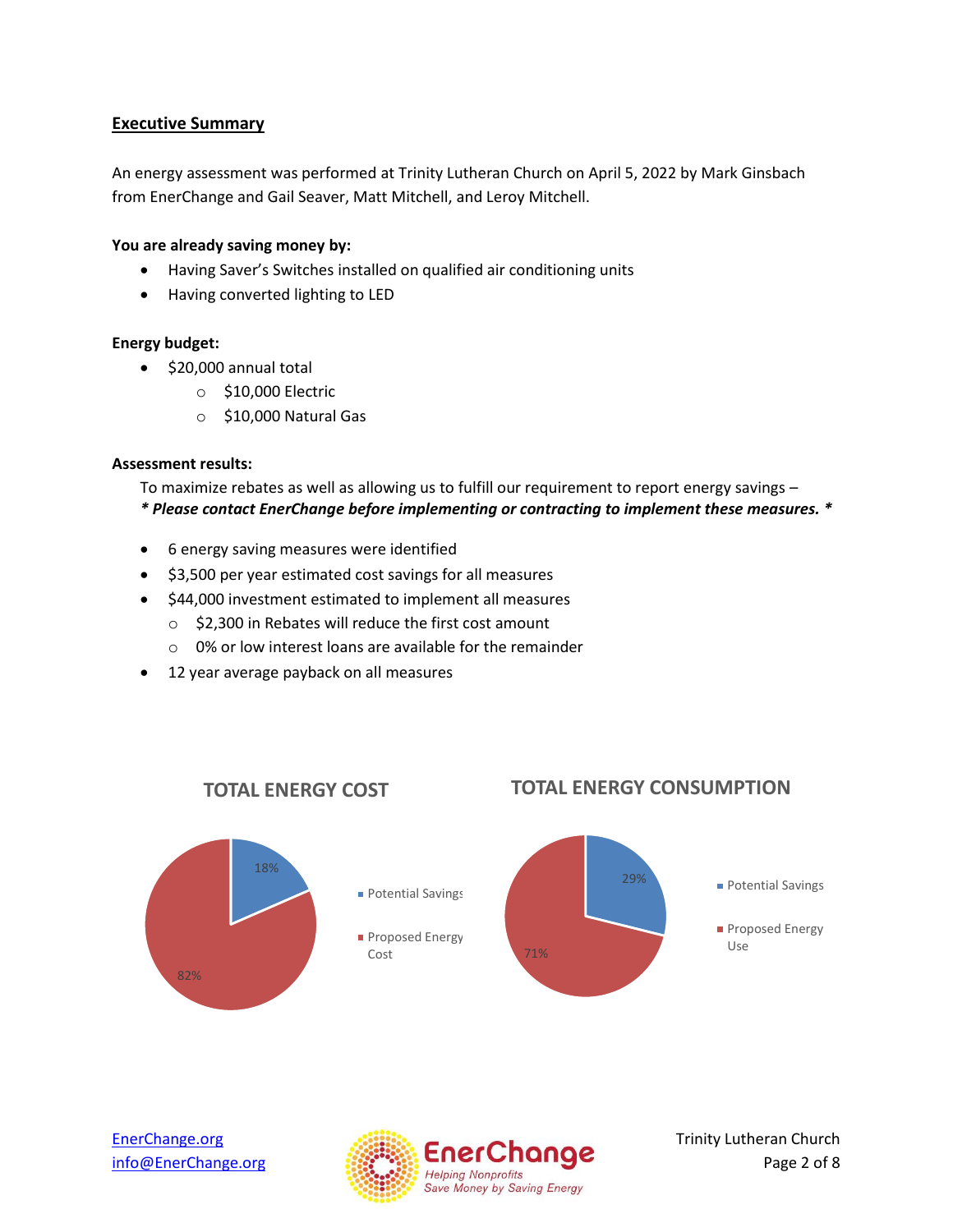## Executive Summary

An energy assessment was performed at Trinity Lutheran Church on April 5, 2022 by Mark Ginsbach from EnerChange and Gail Seaver, Matt Mitchell, and Leroy Mitchell.

**You are already saving money by:**

- Having Saver's Switches installed on qualified air conditioning units
- Having converted lighting to LED

**Energy budget:**

- $20,000 annual total
  - $10,000 Electric
  - $10,000 Natural Gas

**Assessment results:**

To maximize rebates as well as allowing us to fulfill our requirement to report energy savings –
***\* Please contact EnerChange before implementing or contracting to implement these measures. \****

- 6 energy saving measures were identified
- $3,500 per year estimated cost savings for all measures
- $44,000 investment estimated to implement all measures
  - $2,300 in Rebates will reduce the first cost amount
  - 0% or low interest loans are available for the remainder
- 12 year average payback on all measures

**TOTAL ENERGY COST**

- Potential Savings: 18%
- Proposed Energy Cost: 82%

**TOTAL ENERGY CONSUMPTION**

- Potential Savings: 29%
- Proposed Energy Use: 71%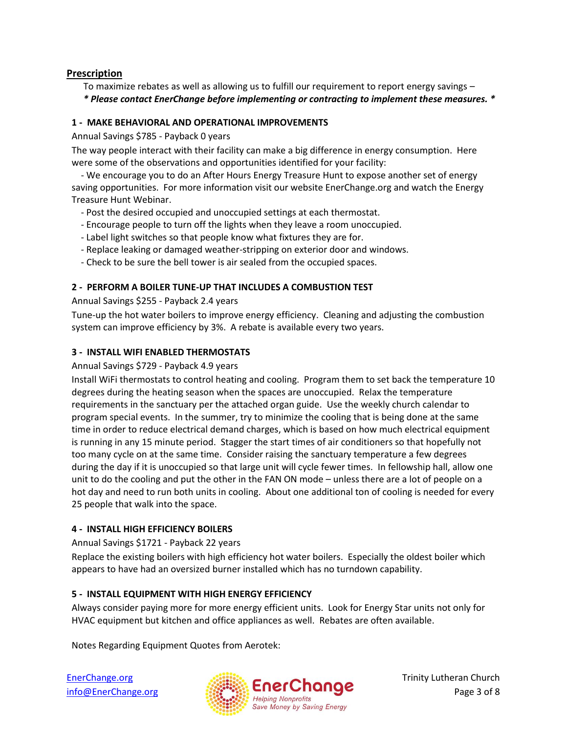## Prescription

To maximize rebates as well as allowing us to fulfill our requirement to report energy savings –
***\* Please contact EnerChange before implementing or contracting to implement these measures. \****

### 1 - MAKE BEHAVIORAL AND OPERATIONAL IMPROVEMENTS

Annual Savings $785 - Payback 0 years

The way people interact with their facility can make a big difference in energy consumption. Here were some of the observations and opportunities identified for your facility:

- We encourage you to do an After Hours Energy Treasure Hunt to expose another set of energy saving opportunities. For more information visit our website EnerChange.org and watch the Energy Treasure Hunt Webinar.
- Post the desired occupied and unoccupied settings at each thermostat.
- Encourage people to turn off the lights when they leave a room unoccupied.
- Label light switches so that people know what fixtures they are for.
- Replace leaking or damaged weather-stripping on exterior door and windows.
- Check to be sure the bell tower is air sealed from the occupied spaces.

### 2 - PERFORM A BOILER TUNE-UP THAT INCLUDES A COMBUSTION TEST

Annual Savings $255 - Payback 2.4 years

Tune-up the hot water boilers to improve energy efficiency. Cleaning and adjusting the combustion system can improve efficiency by 3%. A rebate is available every two years.

### 3 - INSTALL WIFI ENABLED THERMOSTATS

Annual Savings $729 - Payback 4.9 years

Install WiFi thermostats to control heating and cooling. Program them to set back the temperature 10 degrees during the heating season when the spaces are unoccupied. Relax the temperature requirements in the sanctuary per the attached organ guide. Use the weekly church calendar to program special events. In the summer, try to minimize the cooling that is being done at the same time in order to reduce electrical demand charges, which is based on how much electrical equipment is running in any 15 minute period. Stagger the start times of air conditioners so that hopefully not too many cycle on at the same time. Consider raising the sanctuary temperature a few degrees during the day if it is unoccupied so that large unit will cycle fewer times. In fellowship hall, allow one unit to do the cooling and put the other in the FAN ON mode – unless there are a lot of people on a hot day and need to run both units in cooling. About one additional ton of cooling is needed for every 25 people that walk into the space.

### 4 - INSTALL HIGH EFFICIENCY BOILERS

Annual Savings $1721 - Payback 22 years

Replace the existing boilers with high efficiency hot water boilers. Especially the oldest boiler which appears to have had an oversized burner installed which has no turndown capability.

### 5 - INSTALL EQUIPMENT WITH HIGH ENERGY EFFICIENCY

Always consider paying more for more energy efficient units. Look for Energy Star units not only for HVAC equipment but kitchen and office appliances as well. Rebates are often available.

Notes Regarding Equipment Quotes from Aerotek: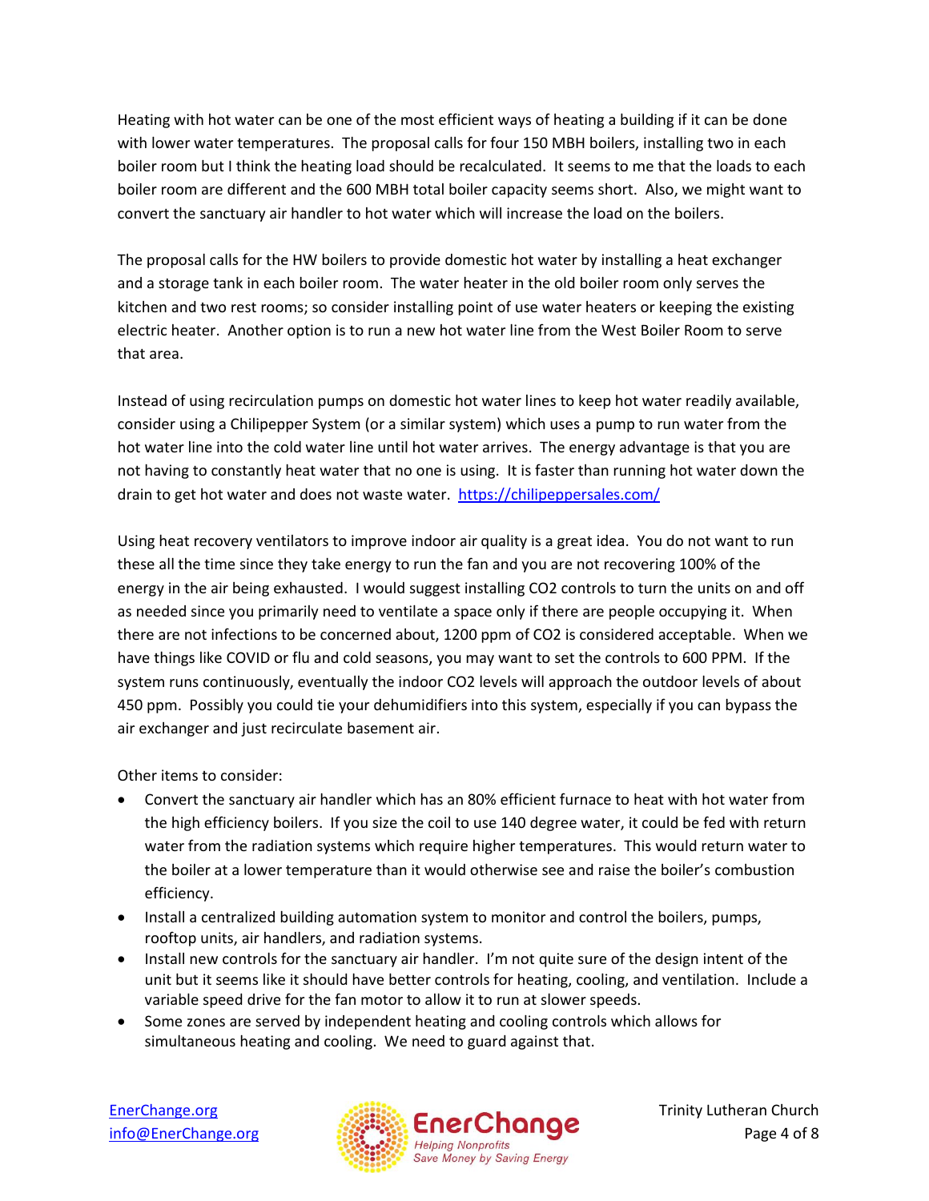Heating with hot water can be one of the most efficient ways of heating a building if it can be done with lower water temperatures. The proposal calls for four 150 MBH boilers, installing two in each boiler room but I think the heating load should be recalculated. It seems to me that the loads to each boiler room are different and the 600 MBH total boiler capacity seems short. Also, we might want to convert the sanctuary air handler to hot water which will increase the load on the boilers.

The proposal calls for the HW boilers to provide domestic hot water by installing a heat exchanger and a storage tank in each boiler room. The water heater in the old boiler room only serves the kitchen and two rest rooms; so consider installing point of use water heaters or keeping the existing electric heater. Another option is to run a new hot water line from the West Boiler Room to serve that area.

Instead of using recirculation pumps on domestic hot water lines to keep hot water readily available, consider using a Chilipepper System (or a similar system) which uses a pump to run water from the hot water line into the cold water line until hot water arrives. The energy advantage is that you are not having to constantly heat water that no one is using. It is faster than running hot water down the drain to get hot water and does not waste water. [https://chilipeppersales.com/](https://chilipeppersales.com/)

Using heat recovery ventilators to improve indoor air quality is a great idea. You do not want to run these all the time since they take energy to run the fan and you are not recovering 100% of the energy in the air being exhausted. I would suggest installing $CO_2$ controls to turn the units on and off as needed since you primarily need to ventilate a space only if there are people occupying it. When there are not infections to be concerned about, 1200 ppm of $CO_2$ is considered acceptable. When we have things like COVID or flu and cold seasons, you may want to set the controls to 600 PPM. If the system runs continuously, eventually the indoor $CO_2$ levels will approach the outdoor levels of about 450 ppm. Possibly you could tie your dehumidifiers into this system, especially if you can bypass the air exchanger and just recirculate basement air.

Other items to consider:

- Convert the sanctuary air handler which has an 80% efficient furnace to heat with hot water from the high efficiency boilers. If you size the coil to use 140 degree water, it could be fed with return water from the radiation systems which require higher temperatures. This would return water to the boiler at a lower temperature than it would otherwise see and raise the boiler's combustion efficiency.
- Install a centralized building automation system to monitor and control the boilers, pumps, rooftop units, air handlers, and radiation systems.
- Install new controls for the sanctuary air handler. I'm not quite sure of the design intent of the unit but it seems like it should have better controls for heating, cooling, and ventilation. Include a variable speed drive for the fan motor to allow it to run at slower speeds.
- Some zones are served by independent heating and cooling controls which allows for simultaneous heating and cooling. We need to guard against that.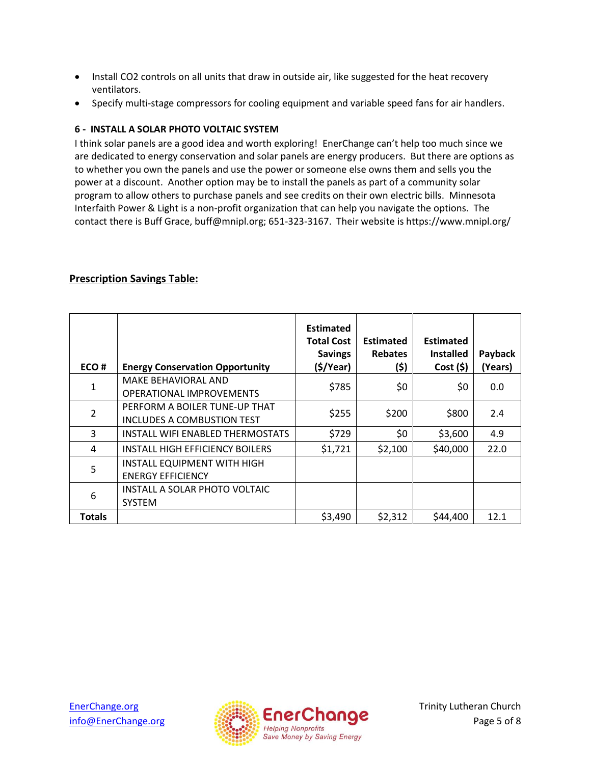- Install $CO_2$ controls on all units that draw in outside air, like suggested for the heat recovery ventilators.
- Specify multi-stage compressors for cooling equipment and variable speed fans for air handlers.

#### 6 - INSTALL A SOLAR PHOTO VOLTAIC SYSTEM

I think solar panels are a good idea and worth exploring! EnerChange can't help too much since we are dedicated to energy conservation and solar panels are energy producers. But there are options as to whether you own the panels and use the power or someone else owns them and sells you the power at a discount. Another option may be to install the panels as part of a community solar program to allow others to purchase panels and see credits on their own electric bills. Minnesota Interfaith Power & Light is a non-profit organization that can help you navigate the options. The contact there is Buff Grace, buff@mnipl.org; 651-323-3167. Their website is https://www.mnipl.org/

## Prescription Savings Table:

| ECO # | Energy Conservation Opportunity | Estimated Total Cost Savings ($/Year) | Estimated Rebates ($) | Estimated Installed Cost ($) | Payback (Years) |
|---|---|---|---|---|---|
| 1 | MAKE BEHAVIORAL AND OPERATIONAL IMPROVEMENTS | $785 | $0 | $0 | 0.0 |
| 2 | PERFORM A BOILER TUNE-UP THAT INCLUDES A COMBUSTION TEST | $255 | $200 | $800 | 2.4 |
| 3 | INSTALL WIFI ENABLED THERMOSTATS | $729 | $0 | $3,600 | 4.9 |
| 4 | INSTALL HIGH EFFICIENCY BOILERS | $1,721 | $2,100 | $40,000 | 22.0 |
| 5 | INSTALL EQUIPMENT WITH HIGH ENERGY EFFICIENCY | | | | |
| 6 | INSTALL A SOLAR PHOTO VOLTAIC SYSTEM | | | | |
| **Totals** | | $3,490 | $2,312 | $44,400 | 12.1 |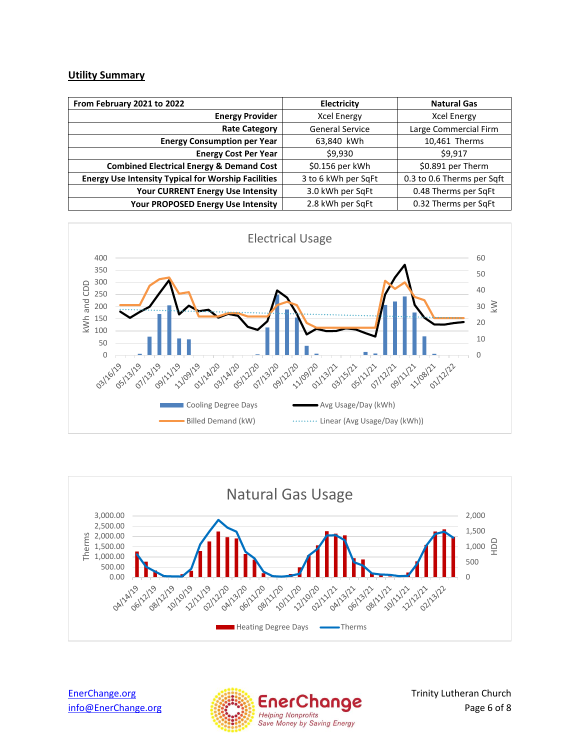## Utility Summary

| From February 2021 to 2022 | Electricity | Natural Gas |
|---|---|---|
| Energy Provider | Xcel Energy | Xcel Energy |
| Rate Category | General Service | Large Commercial Firm |
| Energy Consumption per Year | 63,840 kWh | 10,461 Therms |
| Energy Cost Per Year | $9,930 | $9,917 |
| Combined Electrical Energy & Demand Cost | $0.156 per kWh | $0.891 per Therm |
| Energy Use Intensity Typical for Worship Facilities | 3 to 6 kWh per SqFt | 0.3 to 0.6 Therms per Sqft |
| Your CURRENT Energy Use Intensity | 3.0 kWh per SqFt | 0.48 Therms per SqFt |
| Your PROPOSED Energy Use Intensity | 2.8 kWh per SqFt | 0.32 Therms per SqFt |

Electrical Usage

Natural Gas Usage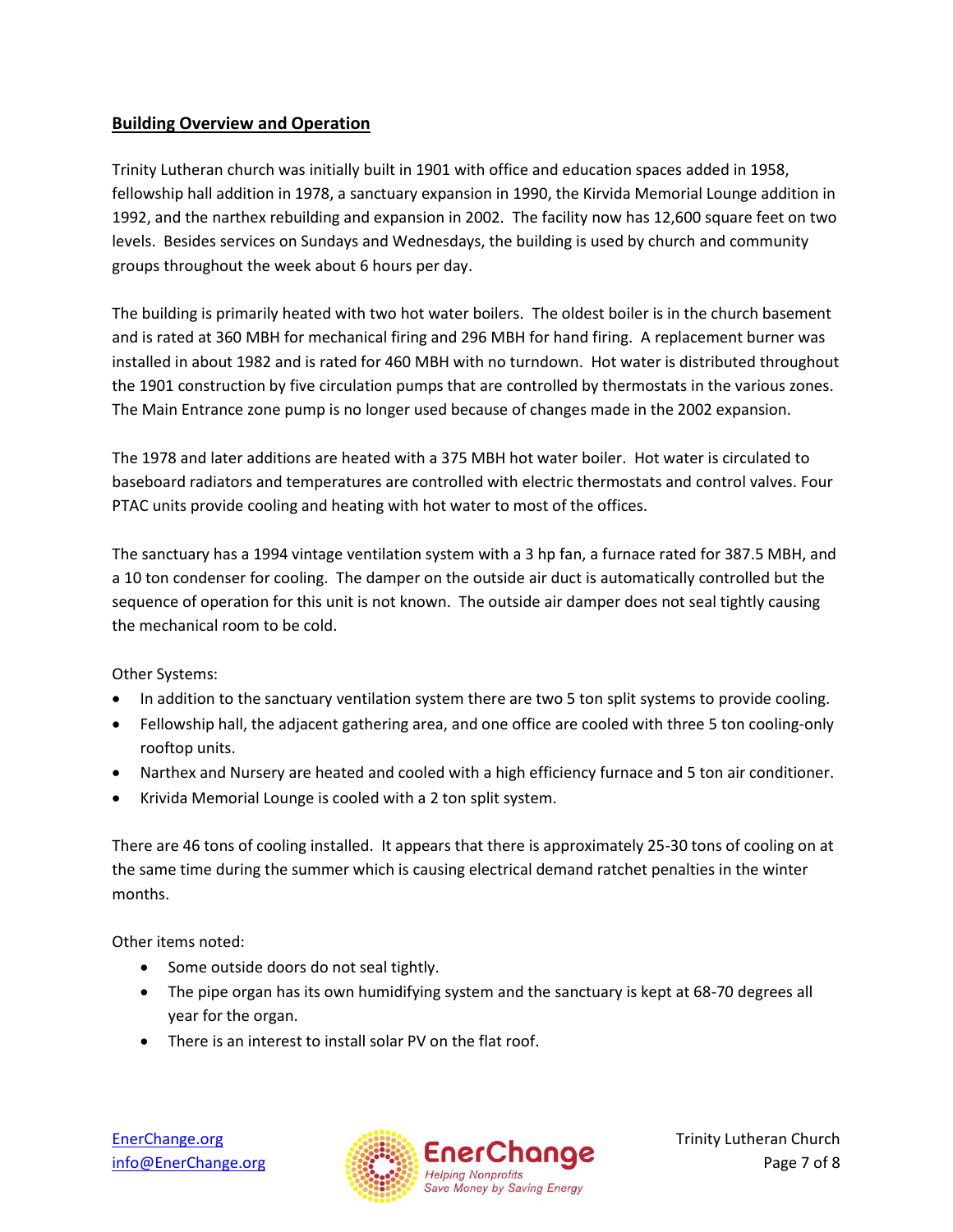## Building Overview and Operation

Trinity Lutheran church was initially built in 1901 with office and education spaces added in 1958, fellowship hall addition in 1978, a sanctuary expansion in 1990, the Kirvida Memorial Lounge addition in 1992, and the narthex rebuilding and expansion in 2002. The facility now has 12,600 square feet on two levels. Besides services on Sundays and Wednesdays, the building is used by church and community groups throughout the week about 6 hours per day.

The building is primarily heated with two hot water boilers. The oldest boiler is in the church basement and is rated at 360 MBH for mechanical firing and 296 MBH for hand firing. A replacement burner was installed in about 1982 and is rated for 460 MBH with no turndown. Hot water is distributed throughout the 1901 construction by five circulation pumps that are controlled by thermostats in the various zones. The Main Entrance zone pump is no longer used because of changes made in the 2002 expansion.

The 1978 and later additions are heated with a 375 MBH hot water boiler. Hot water is circulated to baseboard radiators and temperatures are controlled with electric thermostats and control valves. Four PTAC units provide cooling and heating with hot water to most of the offices.

The sanctuary has a 1994 vintage ventilation system with a 3 hp fan, a furnace rated for 387.5 MBH, and a 10 ton condenser for cooling. The damper on the outside air duct is automatically controlled but the sequence of operation for this unit is not known. The outside air damper does not seal tightly causing the mechanical room to be cold.

Other Systems:

- In addition to the sanctuary ventilation system there are two 5 ton split systems to provide cooling.
- Fellowship hall, the adjacent gathering area, and one office are cooled with three 5 ton cooling-only rooftop units.
- Narthex and Nursery are heated and cooled with a high efficiency furnace and 5 ton air conditioner.
- Krivida Memorial Lounge is cooled with a 2 ton split system.

There are 46 tons of cooling installed. It appears that there is approximately 25-30 tons of cooling on at the same time during the summer which is causing electrical demand ratchet penalties in the winter months.

Other items noted:

- Some outside doors do not seal tightly.
- The pipe organ has its own humidifying system and the sanctuary is kept at 68-70 degrees all year for the organ.
- There is an interest to install solar PV on the flat roof.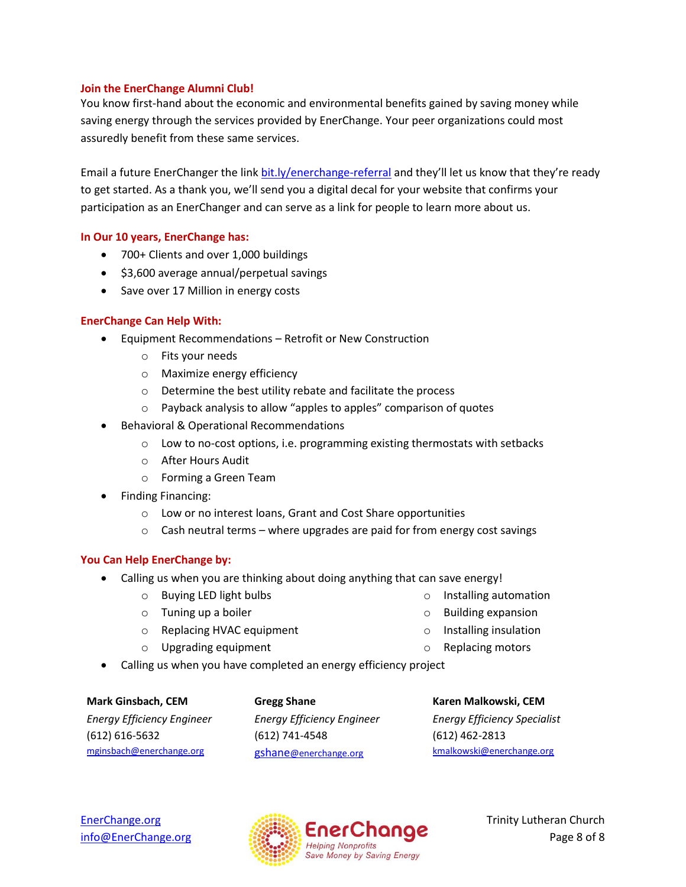### Join the EnerChange Alumni Club!

You know first-hand about the economic and environmental benefits gained by saving money while saving energy through the services provided by EnerChange. Your peer organizations could most assuredly benefit from these same services.

Email a future EnerChanger the link bit.ly/enerchange-referral and they'll let us know that they're ready to get started. As a thank you, we'll send you a digital decal for your website that confirms your participation as an EnerChanger and can serve as a link for people to learn more about us.

### In Our 10 years, EnerChange has:

- 700+ Clients and over 1,000 buildings
- $3,600 average annual/perpetual savings
- Save over 17 Million in energy costs

### EnerChange Can Help With:

- Equipment Recommendations – Retrofit or New Construction
  - Fits your needs
  - Maximize energy efficiency
  - Determine the best utility rebate and facilitate the process
  - Payback analysis to allow "apples to apples" comparison of quotes
- Behavioral & Operational Recommendations
  - Low to no-cost options, i.e. programming existing thermostats with setbacks
  - After Hours Audit
  - Forming a Green Team
- Finding Financing:
  - Low or no interest loans, Grant and Cost Share opportunities
  - Cash neutral terms – where upgrades are paid for from energy cost savings

### You Can Help EnerChange by:

- Calling us when you are thinking about doing anything that can save energy!
  - Buying LED light bulbs
  - Tuning up a boiler
  - Replacing HVAC equipment
  - Upgrading equipment
  - Installing automation
  - Building expansion
  - Installing insulation
  - Replacing motors
- Calling us when you have completed an energy efficiency project

**Mark Ginsbach, CEM**
*Energy Efficiency Engineer*
(612) 616-5632
mginsbach@enerchange.org

**Gregg Shane**
*Energy Efficiency Engineer*
(612) 741-4548
gshane@enerchange.org

**Karen Malkowski, CEM**
*Energy Efficiency Specialist*
(612) 462-2813
kmalkowski@enerchange.org

EnerChange.org
info@EnerChange.org

EnerChange
Helping Nonprofits Save Money by Saving Energy

Trinity Lutheran Church